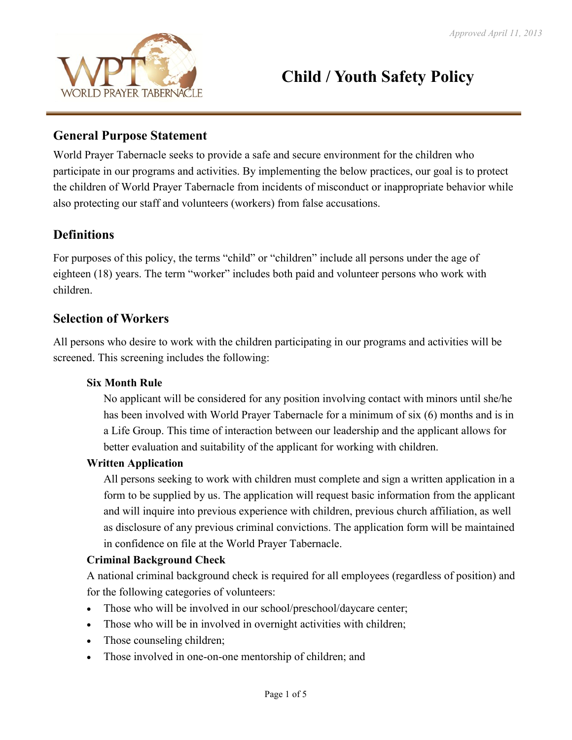*Approved April 11, 2013*

WORLD PRAYER TABERNACLE

# Child / Youth Safety Policy

## General Purpose Statement

World Prayer Tabernacle seeks to provide a safe and secure environment for the children who participate in our programs and activities. By implementing the below practices, our goal is to protect the children of World Prayer Tabernacle from incidents of misconduct or inappropriate behavior while also protecting our staff and volunteers (workers) from false accusations.

## Definitions

For purposes of this policy, the terms "child" or "children" include all persons under the age of eighteen (18) years. The term "worker" includes both paid and volunteer persons who work with children.

## Selection of Workers

All persons who desire to work with the children participating in our programs and activities will be screened. This screening includes the following:

### Six Month Rule

No applicant will be considered for any position involving contact with minors until she/he has been involved with World Prayer Tabernacle for a minimum of six (6) months and is in a Life Group. This time of interaction between our leadership and the applicant allows for better evaluation and suitability of the applicant for working with children.

### Written Application

All persons seeking to work with children must complete and sign a written application in a form to be supplied by us. The application will request basic information from the applicant and will inquire into previous experience with children, previous church affiliation, as well as disclosure of any previous criminal convictions. The application form will be maintained in confidence on file at the World Prayer Tabernacle.

### Criminal Background Check

A national criminal background check is required for all employees (regardless of position) and for the following categories of volunteers:

- Those who will be involved in our school/preschool/daycare center;
- Those who will be in involved in overnight activities with children;
- Those counseling children;
- Those involved in one-on-one mentorship of children; and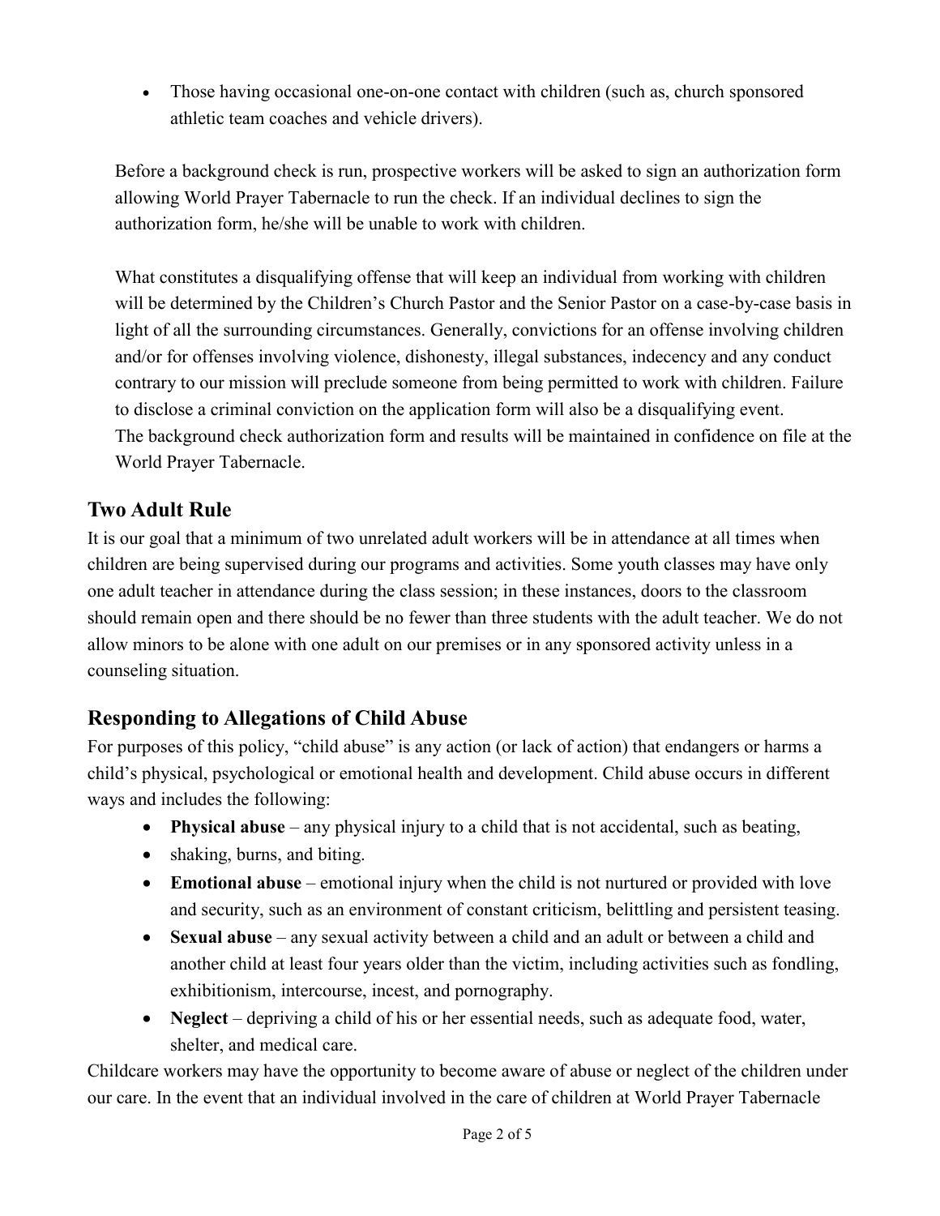- Those having occasional one-on-one contact with children (such as, church sponsored athletic team coaches and vehicle drivers).

Before a background check is run, prospective workers will be asked to sign an authorization form allowing World Prayer Tabernacle to run the check. If an individual declines to sign the authorization form, he/she will be unable to work with children.

What constitutes a disqualifying offense that will keep an individual from working with children will be determined by the Children's Church Pastor and the Senior Pastor on a case-by-case basis in light of all the surrounding circumstances. Generally, convictions for an offense involving children and/or for offenses involving violence, dishonesty, illegal substances, indecency and any conduct contrary to our mission will preclude someone from being permitted to work with children. Failure to disclose a criminal conviction on the application form will also be a disqualifying event.
The background check authorization form and results will be maintained in confidence on file at the World Prayer Tabernacle.

## Two Adult Rule

It is our goal that a minimum of two unrelated adult workers will be in attendance at all times when children are being supervised during our programs and activities. Some youth classes may have only one adult teacher in attendance during the class session; in these instances, doors to the classroom should remain open and there should be no fewer than three students with the adult teacher. We do not allow minors to be alone with one adult on our premises or in any sponsored activity unless in a counseling situation.

## Responding to Allegations of Child Abuse

For purposes of this policy, "child abuse" is any action (or lack of action) that endangers or harms a child's physical, psychological or emotional health and development. Child abuse occurs in different ways and includes the following:

- **Physical abuse** – any physical injury to a child that is not accidental, such as beating,
- shaking, burns, and biting.
- **Emotional abuse** – emotional injury when the child is not nurtured or provided with love and security, such as an environment of constant criticism, belittling and persistent teasing.
- **Sexual abuse** – any sexual activity between a child and an adult or between a child and another child at least four years older than the victim, including activities such as fondling, exhibitionism, intercourse, incest, and pornography.
- **Neglect** – depriving a child of his or her essential needs, such as adequate food, water, shelter, and medical care.

Childcare workers may have the opportunity to become aware of abuse or neglect of the children under our care. In the event that an individual involved in the care of children at World Prayer Tabernacle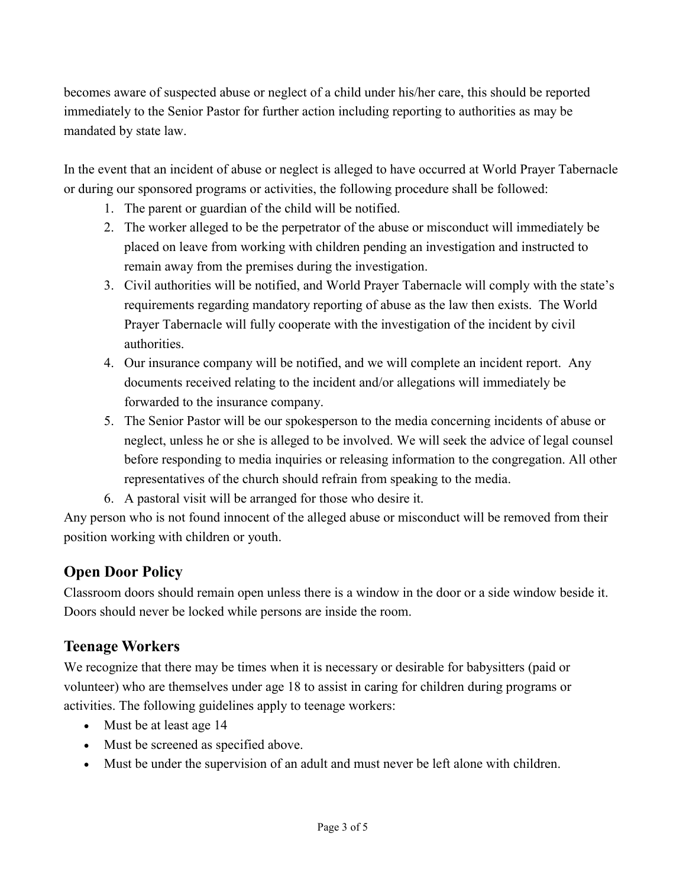becomes aware of suspected abuse or neglect of a child under his/her care, this should be reported immediately to the Senior Pastor for further action including reporting to authorities as may be mandated by state law.

In the event that an incident of abuse or neglect is alleged to have occurred at World Prayer Tabernacle or during our sponsored programs or activities, the following procedure shall be followed:

1. The parent or guardian of the child will be notified.
2. The worker alleged to be the perpetrator of the abuse or misconduct will immediately be placed on leave from working with children pending an investigation and instructed to remain away from the premises during the investigation.
3. Civil authorities will be notified, and World Prayer Tabernacle will comply with the state's requirements regarding mandatory reporting of abuse as the law then exists. The World Prayer Tabernacle will fully cooperate with the investigation of the incident by civil authorities.
4. Our insurance company will be notified, and we will complete an incident report. Any documents received relating to the incident and/or allegations will immediately be forwarded to the insurance company.
5. The Senior Pastor will be our spokesperson to the media concerning incidents of abuse or neglect, unless he or she is alleged to be involved. We will seek the advice of legal counsel before responding to media inquiries or releasing information to the congregation. All other representatives of the church should refrain from speaking to the media.
6. A pastoral visit will be arranged for those who desire it.

Any person who is not found innocent of the alleged abuse or misconduct will be removed from their position working with children or youth.

## Open Door Policy

Classroom doors should remain open unless there is a window in the door or a side window beside it. Doors should never be locked while persons are inside the room.

## Teenage Workers

We recognize that there may be times when it is necessary or desirable for babysitters (paid or volunteer) who are themselves under age 18 to assist in caring for children during programs or activities. The following guidelines apply to teenage workers:

- Must be at least age 14
- Must be screened as specified above.
- Must be under the supervision of an adult and must never be left alone with children.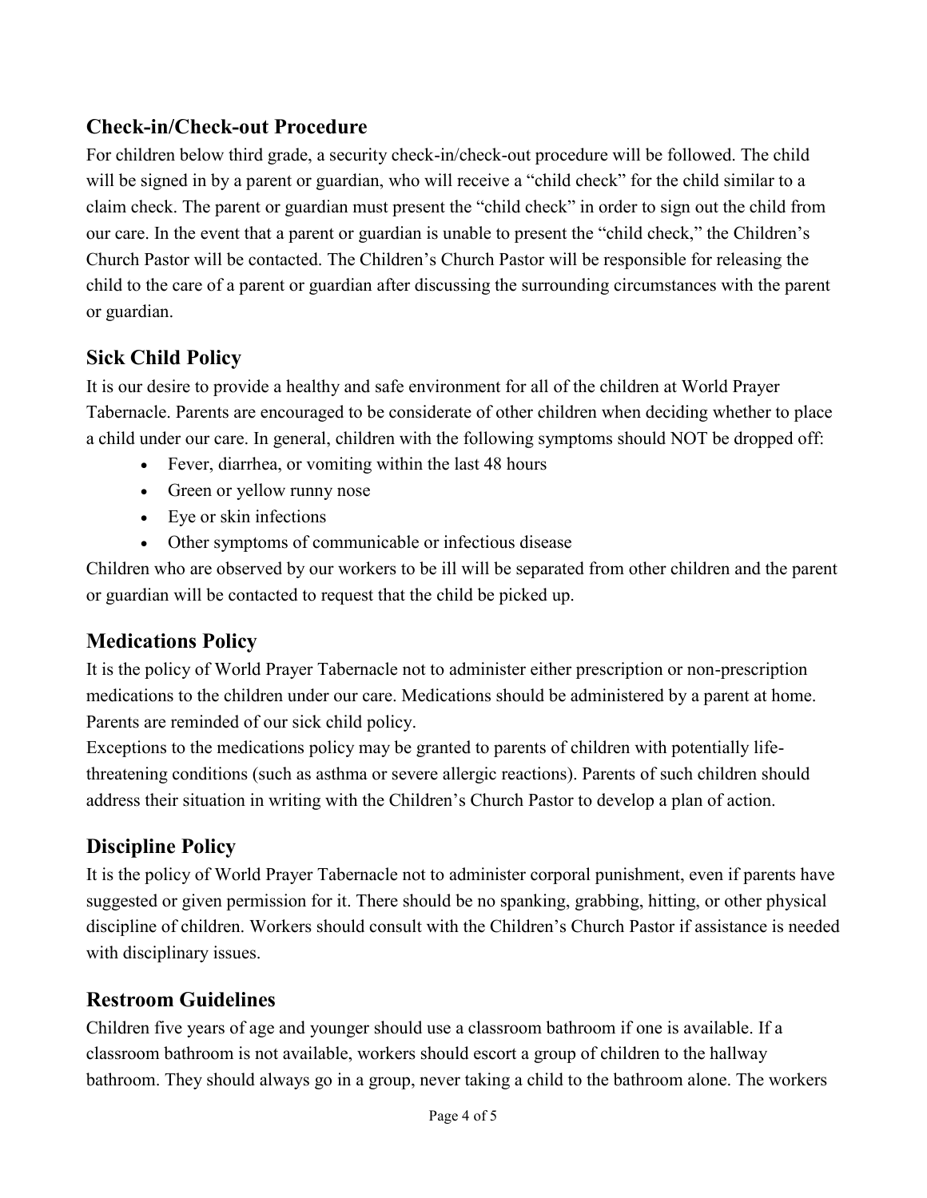## Check-in/Check-out Procedure

For children below third grade, a security check-in/check-out procedure will be followed. The child will be signed in by a parent or guardian, who will receive a "child check" for the child similar to a claim check. The parent or guardian must present the "child check" in order to sign out the child from our care. In the event that a parent or guardian is unable to present the "child check," the Children's Church Pastor will be contacted. The Children's Church Pastor will be responsible for releasing the child to the care of a parent or guardian after discussing the surrounding circumstances with the parent or guardian.

## Sick Child Policy

It is our desire to provide a healthy and safe environment for all of the children at World Prayer Tabernacle. Parents are encouraged to be considerate of other children when deciding whether to place a child under our care. In general, children with the following symptoms should NOT be dropped off:

- Fever, diarrhea, or vomiting within the last 48 hours
- Green or yellow runny nose
- Eye or skin infections
- Other symptoms of communicable or infectious disease

Children who are observed by our workers to be ill will be separated from other children and the parent or guardian will be contacted to request that the child be picked up.

## Medications Policy

It is the policy of World Prayer Tabernacle not to administer either prescription or non-prescription medications to the children under our care. Medications should be administered by a parent at home. Parents are reminded of our sick child policy.

Exceptions to the medications policy may be granted to parents of children with potentially life-threatening conditions (such as asthma or severe allergic reactions). Parents of such children should address their situation in writing with the Children's Church Pastor to develop a plan of action.

## Discipline Policy

It is the policy of World Prayer Tabernacle not to administer corporal punishment, even if parents have suggested or given permission for it. There should be no spanking, grabbing, hitting, or other physical discipline of children. Workers should consult with the Children's Church Pastor if assistance is needed with disciplinary issues.

## Restroom Guidelines

Children five years of age and younger should use a classroom bathroom if one is available. If a classroom bathroom is not available, workers should escort a group of children to the hallway bathroom. They should always go in a group, never taking a child to the bathroom alone. The workers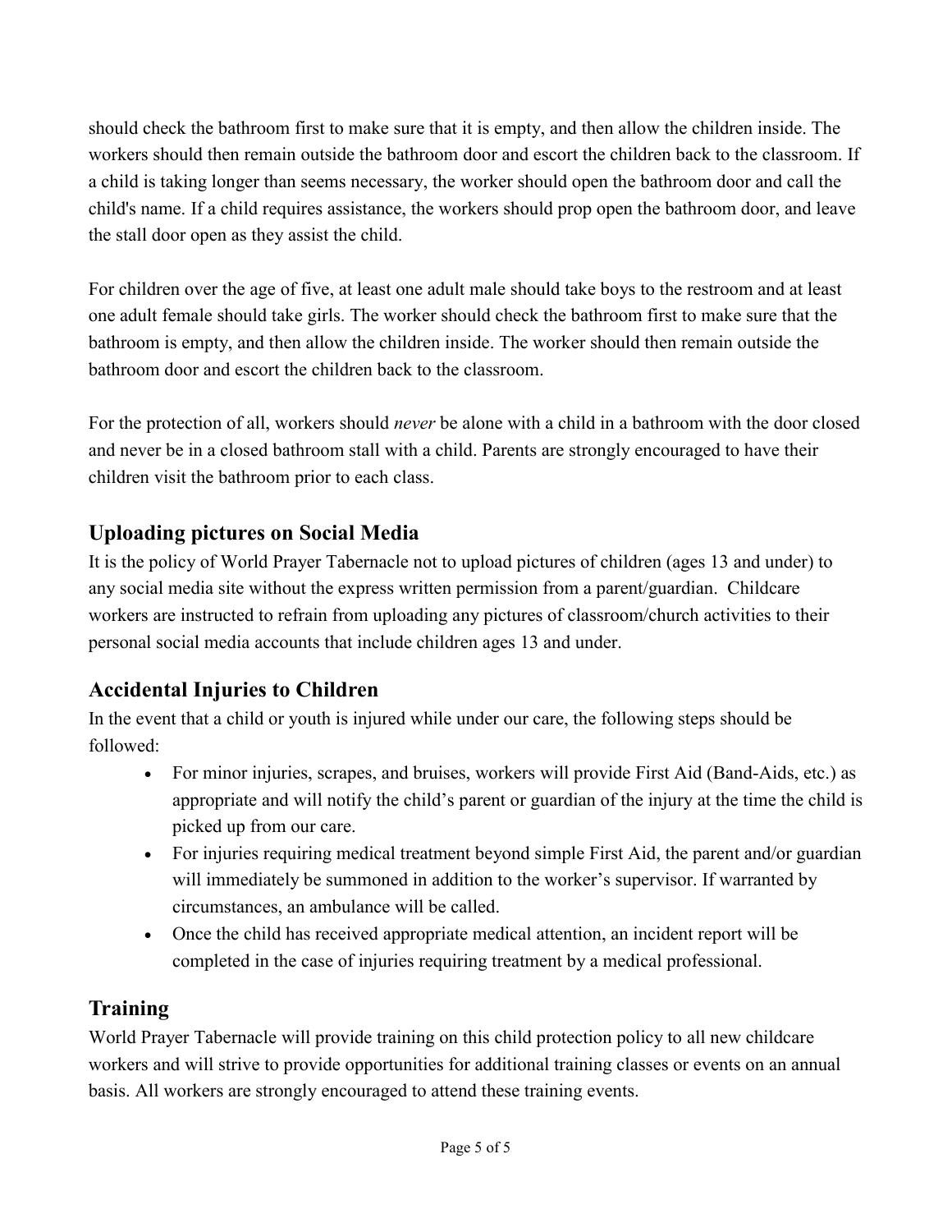should check the bathroom first to make sure that it is empty, and then allow the children inside. The workers should then remain outside the bathroom door and escort the children back to the classroom. If a child is taking longer than seems necessary, the worker should open the bathroom door and call the child's name. If a child requires assistance, the workers should prop open the bathroom door, and leave the stall door open as they assist the child.

For children over the age of five, at least one adult male should take boys to the restroom and at least one adult female should take girls. The worker should check the bathroom first to make sure that the bathroom is empty, and then allow the children inside. The worker should then remain outside the bathroom door and escort the children back to the classroom.

For the protection of all, workers should *never* be alone with a child in a bathroom with the door closed and never be in a closed bathroom stall with a child. Parents are strongly encouraged to have their children visit the bathroom prior to each class.

## Uploading pictures on Social Media

It is the policy of World Prayer Tabernacle not to upload pictures of children (ages 13 and under) to any social media site without the express written permission from a parent/guardian. Childcare workers are instructed to refrain from uploading any pictures of classroom/church activities to their personal social media accounts that include children ages 13 and under.

## Accidental Injuries to Children

In the event that a child or youth is injured while under our care, the following steps should be followed:

- For minor injuries, scrapes, and bruises, workers will provide First Aid (Band-Aids, etc.) as appropriate and will notify the child's parent or guardian of the injury at the time the child is picked up from our care.
- For injuries requiring medical treatment beyond simple First Aid, the parent and/or guardian will immediately be summoned in addition to the worker's supervisor. If warranted by circumstances, an ambulance will be called.
- Once the child has received appropriate medical attention, an incident report will be completed in the case of injuries requiring treatment by a medical professional.

## Training

World Prayer Tabernacle will provide training on this child protection policy to all new childcare workers and will strive to provide opportunities for additional training classes or events on an annual basis. All workers are strongly encouraged to attend these training events.